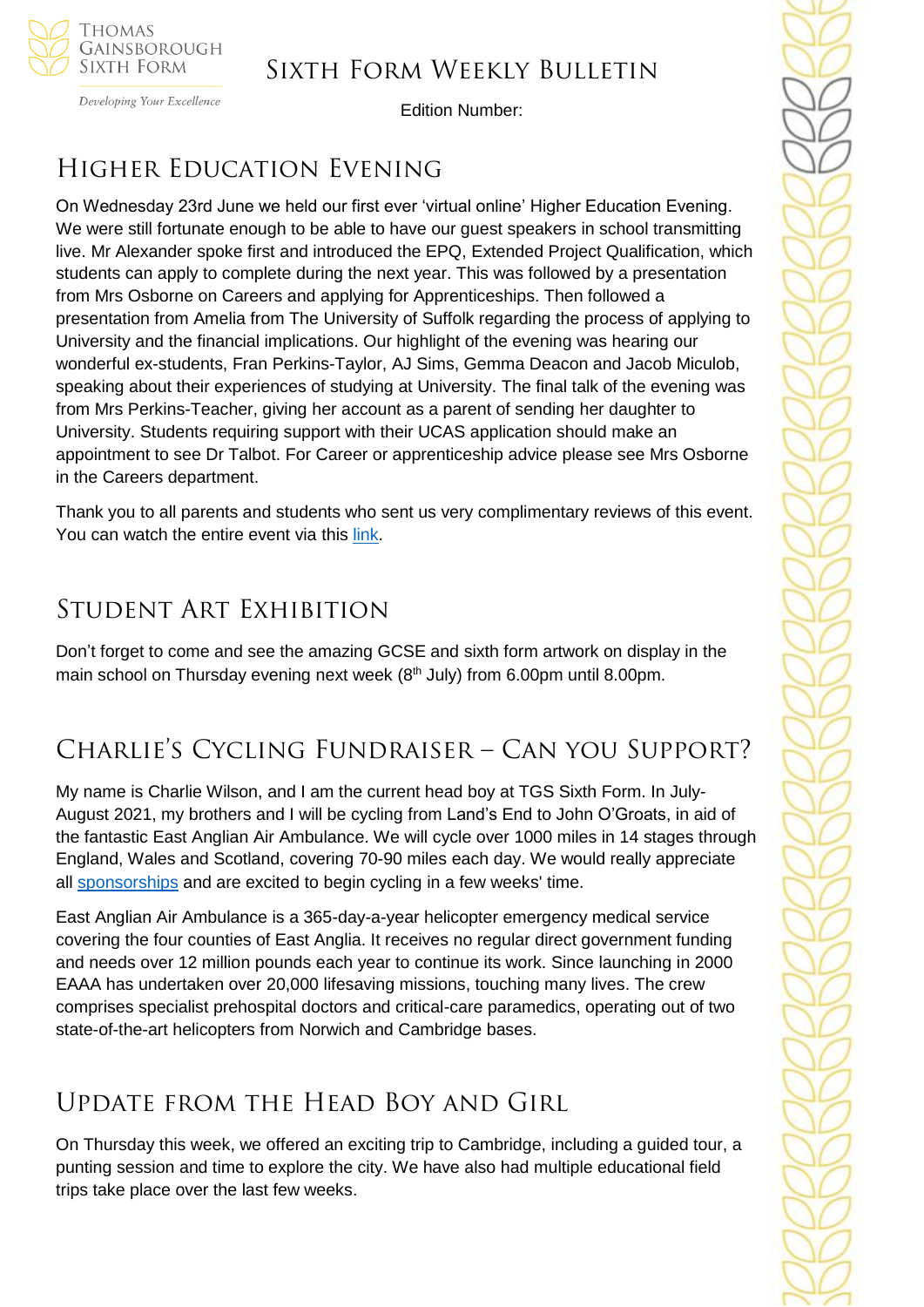# Sixth Form Weekly Bulletin

Edition Number:

## Higher Education Evening

On Wednesday 23rd June we held our first ever 'virtual online' Higher Education Evening. We were still fortunate enough to be able to have our guest speakers in school transmitting live. Mr Alexander spoke first and introduced the EPQ, Extended Project Qualification, which students can apply to complete during the next year. This was followed by a presentation from Mrs Osborne on Careers and applying for Apprenticeships. Then followed a presentation from Amelia from The University of Suffolk regarding the process of applying to University and the financial implications. Our highlight of the evening was hearing our wonderful ex-students, Fran Perkins-Taylor, AJ Sims, Gemma Deacon and Jacob Miculob, speaking about their experiences of studying at University. The final talk of the evening was from Mrs Perkins-Teacher, giving her account as a parent of sending her daughter to University. Students requiring support with their UCAS application should make an appointment to see Dr Talbot. For Career or apprenticeship advice please see Mrs Osborne in the Careers department.

Thank you to all parents and students who sent us very complimentary reviews of this event. You can watch the entire event via this link.

## Student Art Exhibition

Don't forget to come and see the amazing GCSE and sixth form artwork on display in the main school on Thursday evening next week (8th July) from 6.00pm until 8.00pm.

## Charlie's Cycling Fundraiser – Can you Support?

My name is Charlie Wilson, and I am the current head boy at TGS Sixth Form. In July-August 2021, my brothers and I will be cycling from Land's End to John O'Groats, in aid of the fantastic East Anglian Air Ambulance. We will cycle over 1000 miles in 14 stages through England, Wales and Scotland, covering 70-90 miles each day. We would really appreciate all sponsorships and are excited to begin cycling in a few weeks' time.

East Anglian Air Ambulance is a 365-day-a-year helicopter emergency medical service covering the four counties of East Anglia. It receives no regular direct government funding and needs over 12 million pounds each year to continue its work. Since launching in 2000 EAAA has undertaken over 20,000 lifesaving missions, touching many lives. The crew comprises specialist prehospital doctors and critical-care paramedics, operating out of two state-of-the-art helicopters from Norwich and Cambridge bases.

## Update from the Head Boy and Girl

On Thursday this week, we offered an exciting trip to Cambridge, including a guided tour, a punting session and time to explore the city. We have also had multiple educational field trips take place over the last few weeks.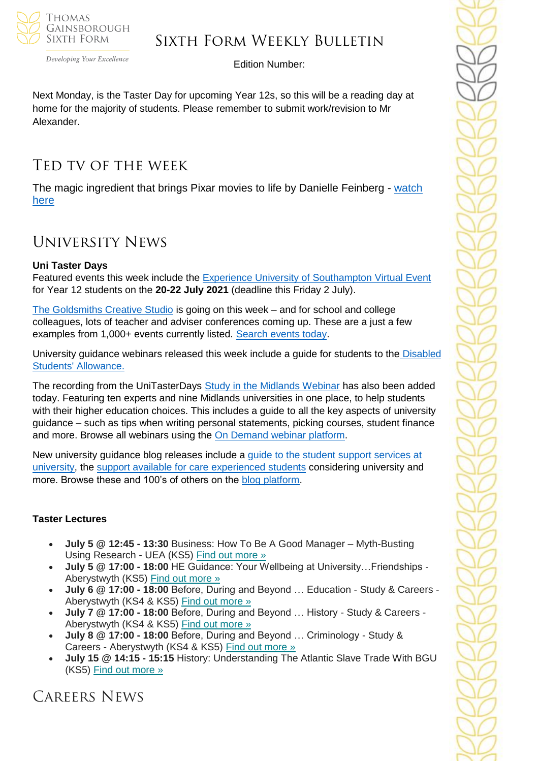Next Monday, is the Taster Day for upcoming Year 12s, so this will be a reading day at home for the majority of students. Please remember to submit work/revision to Mr Alexander.

## TED TV of the Week

The magic ingredient that brings Pixar movies to life by Danielle Feinberg - watch here

## University News

**Uni Taster Days**

Featured events this week include the Experience University of Southampton Virtual Event for Year 12 students on the **20-22 July 2021** (deadline this Friday 2 July).

The Goldsmiths Creative Studio is going on this week – and for school and college colleagues, lots of teacher and adviser conferences coming up. These are a just a few examples from 1,000+ events currently listed. Search events today.

University guidance webinars released this week include a guide for students to the Disabled Students' Allowance.

The recording from the UniTasterDays Study in the Midlands Webinar has also been added today. Featuring ten experts and nine Midlands universities in one place, to help students with their higher education choices. This includes a guide to all the key aspects of university guidance – such as tips when writing personal statements, picking courses, student finance and more. Browse all webinars using the On Demand webinar platform.

New university guidance blog releases include a guide to the student support services at university, the support available for care experienced students considering university and more. Browse these and 100's of others on the blog platform.

**Taster Lectures**

- **July 5 @ 12:45 - 13:30** Business: How To Be A Good Manager – Myth-Busting Using Research - UEA (KS5) Find out more »
- **July 5 @ 17:00 - 18:00** HE Guidance: Your Wellbeing at University…Friendships - Aberystwyth (KS5) Find out more »
- **July 6 @ 17:00 - 18:00** Before, During and Beyond … Education - Study & Careers - Aberystwyth (KS4 & KS5) Find out more »
- **July 7 @ 17:00 - 18:00** Before, During and Beyond … History - Study & Careers - Aberystwyth (KS4 & KS5) Find out more »
- **July 8 @ 17:00 - 18:00** Before, During and Beyond … Criminology - Study & Careers - Aberystwyth (KS4 & KS5) Find out more »
- **July 15 @ 14:15 - 15:15** History: Understanding The Atlantic Slave Trade With BGU (KS5) Find out more »

## Careers News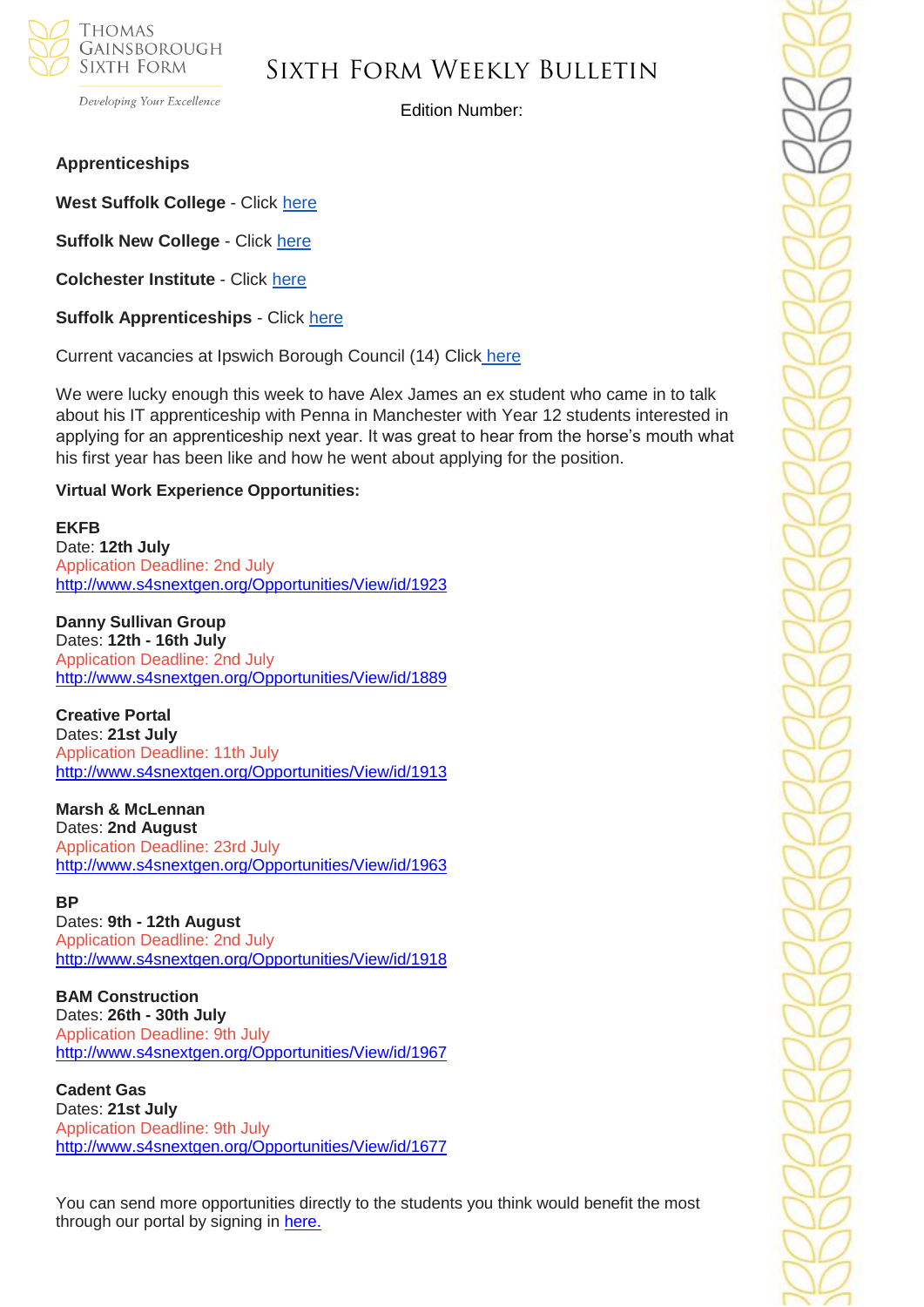**Apprenticeships**

**West Suffolk College** - Click here

**Suffolk New College** - Click here

**Colchester Institute** - Click here

**Suffolk Apprenticeships** - Click here

Current vacancies at Ipswich Borough Council (14) Click here

We were lucky enough this week to have Alex James an ex student who came in to talk about his IT apprenticeship with Penna in Manchester with Year 12 students interested in applying for an apprenticeship next year. It was great to hear from the horse's mouth what his first year has been like and how he went about applying for the position.

**Virtual Work Experience Opportunities:**

**EKFB**
Date: **12th July**
Application Deadline: 2nd July
http://www.s4snextgen.org/Opportunities/View/id/1923

**Danny Sullivan Group**
Dates: **12th - 16th July**
Application Deadline: 2nd July
http://www.s4snextgen.org/Opportunities/View/id/1889

**Creative Portal**
Dates: **21st July**
Application Deadline: 11th July
http://www.s4snextgen.org/Opportunities/View/id/1913

**Marsh & McLennan**
Dates: **2nd August**
Application Deadline: 23rd July
http://www.s4snextgen.org/Opportunities/View/id/1963

**BP**
Dates: **9th - 12th August**
Application Deadline: 2nd July
http://www.s4snextgen.org/Opportunities/View/id/1918

**BAM Construction**
Dates: **26th - 30th July**
Application Deadline: 9th July
http://www.s4snextgen.org/Opportunities/View/id/1967

**Cadent Gas**
Dates: **21st July**
Application Deadline: 9th July
http://www.s4snextgen.org/Opportunities/View/id/1677

You can send more opportunities directly to the students you think would benefit the most through our portal by signing in here.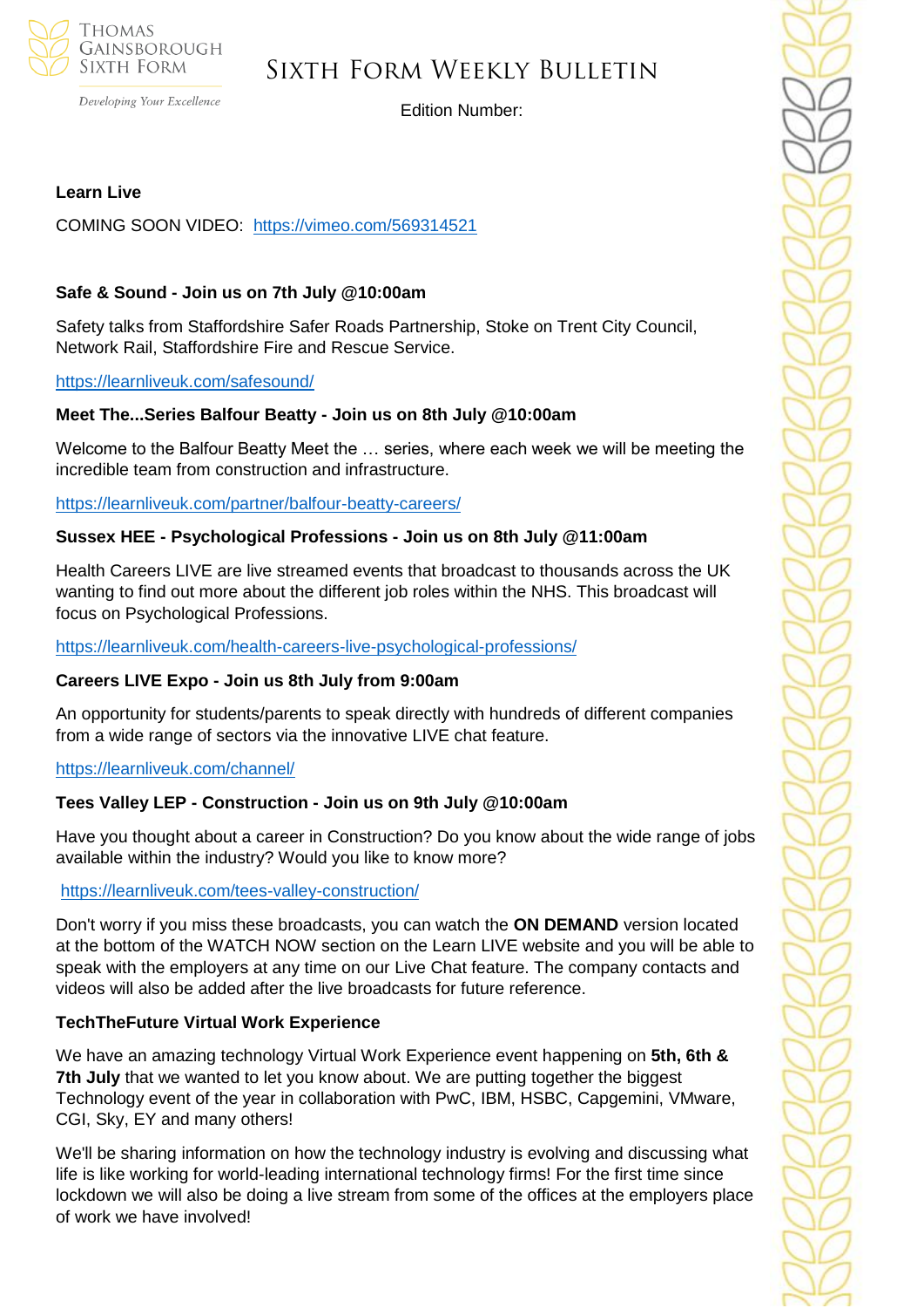**Learn Live**

COMING SOON VIDEO: https://vimeo.com/569314521

**Safe & Sound - Join us on 7th July @10:00am**

Safety talks from Staffordshire Safer Roads Partnership, Stoke on Trent City Council, Network Rail, Staffordshire Fire and Rescue Service.

https://learnliveuk.com/safesound/

**Meet The...Series Balfour Beatty - Join us on 8th July @10:00am**

Welcome to the Balfour Beatty Meet the … series, where each week we will be meeting the incredible team from construction and infrastructure.

https://learnliveuk.com/partner/balfour-beatty-careers/

**Sussex HEE - Psychological Professions - Join us on 8th July @11:00am**

Health Careers LIVE are live streamed events that broadcast to thousands across the UK wanting to find out more about the different job roles within the NHS. This broadcast will focus on Psychological Professions.

https://learnliveuk.com/health-careers-live-psychological-professions/

**Careers LIVE Expo - Join us 8th July from 9:00am**

An opportunity for students/parents to speak directly with hundreds of different companies from a wide range of sectors via the innovative LIVE chat feature.

https://learnliveuk.com/channel/

**Tees Valley LEP - Construction - Join us on 9th July @10:00am**

Have you thought about a career in Construction? Do you know about the wide range of jobs available within the industry? Would you like to know more?

https://learnliveuk.com/tees-valley-construction/

Don't worry if you miss these broadcasts, you can watch the **ON DEMAND** version located at the bottom of the WATCH NOW section on the Learn LIVE website and you will be able to speak with the employers at any time on our Live Chat feature. The company contacts and videos will also be added after the live broadcasts for future reference.

**TechTheFuture Virtual Work Experience**

We have an amazing technology Virtual Work Experience event happening on **5th, 6th & 7th July** that we wanted to let you know about. We are putting together the biggest Technology event of the year in collaboration with PwC, IBM, HSBC, Capgemini, VMware, CGI, Sky, EY and many others!

We'll be sharing information on how the technology industry is evolving and discussing what life is like working for world-leading international technology firms! For the first time since lockdown we will also be doing a live stream from some of the offices at the employers place of work we have involved!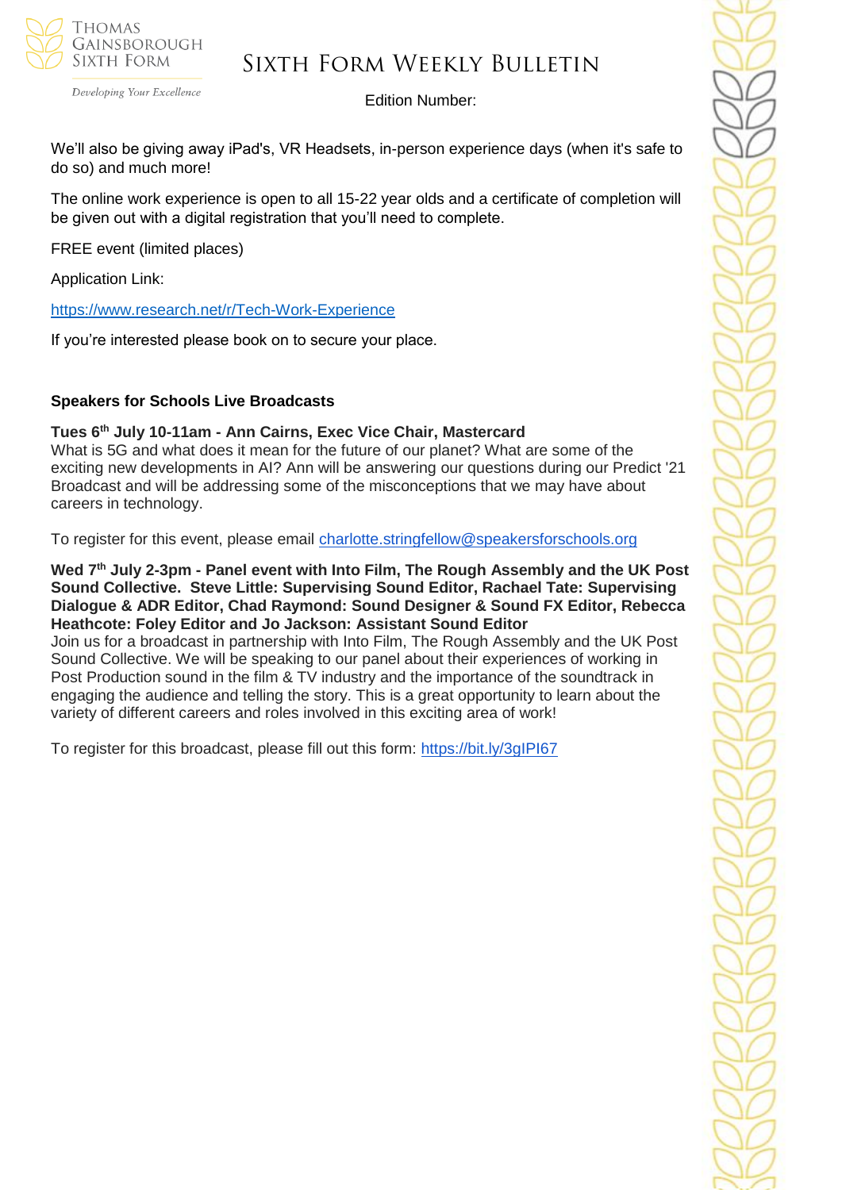We'll also be giving away iPad's, VR Headsets, in-person experience days (when it's safe to do so) and much more!

The online work experience is open to all 15-22 year olds and a certificate of completion will be given out with a digital registration that you'll need to complete.

FREE event (limited places)

Application Link:

https://www.research.net/r/Tech-Work-Experience

If you're interested please book on to secure your place.

### Speakers for Schools Live Broadcasts

**Tues 6th July 10-11am - Ann Cairns, Exec Vice Chair, Mastercard**
What is 5G and what does it mean for the future of our planet? What are some of the exciting new developments in AI? Ann will be answering our questions during our Predict '21 Broadcast and will be addressing some of the misconceptions that we may have about careers in technology.

To register for this event, please email charlotte.stringfellow@speakersforschools.org

**Wed 7th July 2-3pm - Panel event with Into Film, The Rough Assembly and the UK Post Sound Collective. Steve Little: Supervising Sound Editor, Rachael Tate: Supervising Dialogue & ADR Editor, Chad Raymond: Sound Designer & Sound FX Editor, Rebecca Heathcote: Foley Editor and Jo Jackson: Assistant Sound Editor**
Join us for a broadcast in partnership with Into Film, The Rough Assembly and the UK Post Sound Collective. We will be speaking to our panel about their experiences of working in Post Production sound in the film & TV industry and the importance of the soundtrack in engaging the audience and telling the story. This is a great opportunity to learn about the variety of different careers and roles involved in this exciting area of work!

To register for this broadcast, please fill out this form: https://bit.ly/3gIPI67